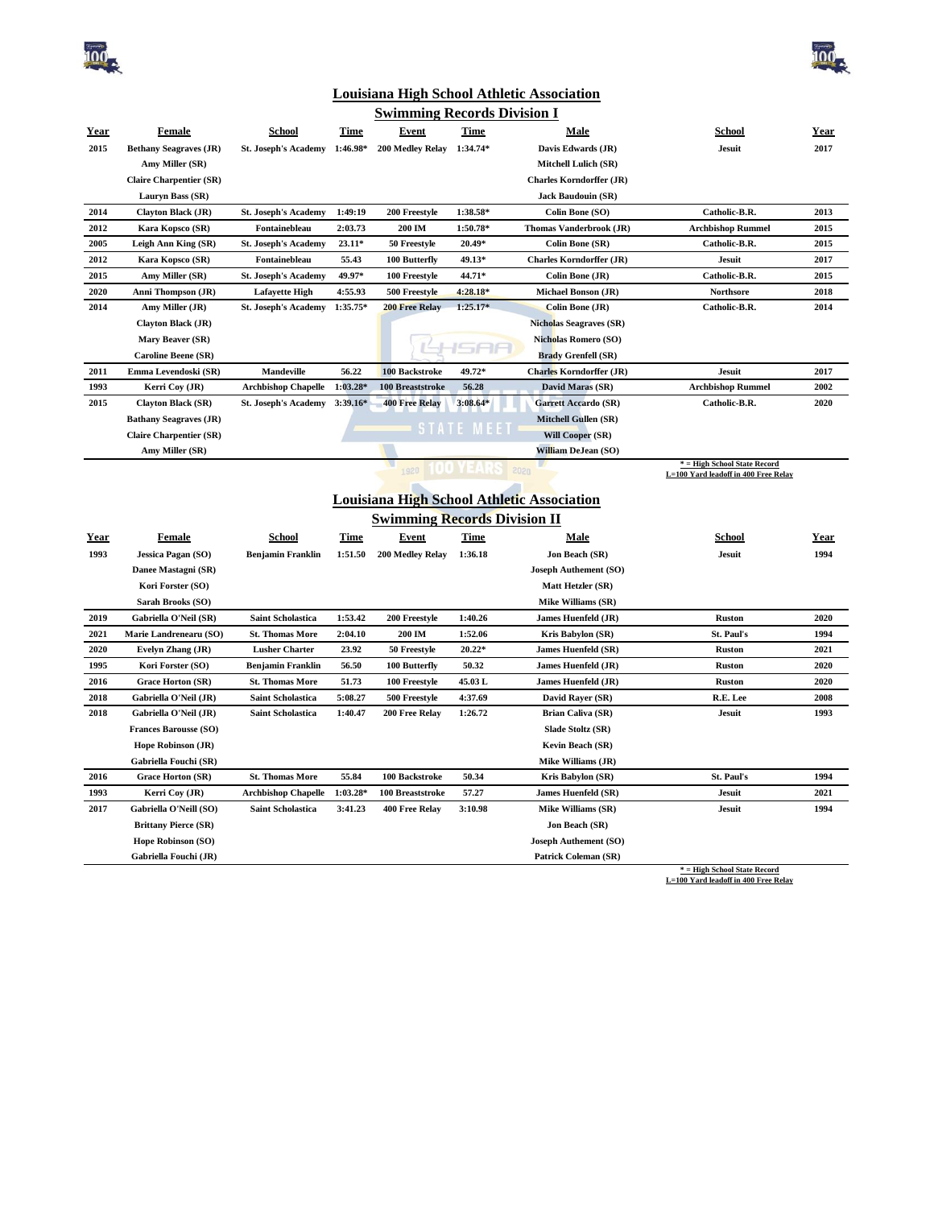# Louisiana High School Athletic Association

## Swimming Records Division I

| Year | Female | School | Time | Event | Time | Male | School | Year |
|---|---|---|---|---|---|---|---|---|
| 2015 | Bethany Seagraves (JR) | St. Joseph's Academy | 1:46.98* | 200 Medley Relay | 1:34.74* | Davis Edwards (JR) | Jesuit | 2017 |
| | Amy Miller (SR) | | | | | Mitchell Lulich (SR) | | |
| | Claire Charpentier (SR) | | | | | Charles Korndorffer (JR) | | |
| | Lauryn Bass (SR) | | | | | Jack Baudouin (SR) | | |
| 2014 | Clayton Black (JR) | St. Joseph's Academy | 1:49:19 | 200 Freestyle | 1:38.58* | Colin Bone (SO) | Catholic-B.R. | 2013 |
| 2012 | Kara Kopsco (SR) | Fontainebleau | 2:03.73 | 200 IM | 1:50.78* | Thomas Vanderbrook (JR) | Archbishop Rummel | 2015 |
| 2005 | Leigh Ann King (SR) | St. Joseph's Academy | 23.11* | 50 Freestyle | 20.49* | Colin Bone (SR) | Catholic-B.R. | 2015 |
| 2012 | Kara Kopsco (SR) | Fontainebleau | 55.43 | 100 Butterfly | 49.13* | Charles Korndorffer (JR) | Jesuit | 2017 |
| 2015 | Amy Miller (SR) | St. Joseph's Academy | 49.97* | 100 Freestyle | 44.71* | Colin Bone (JR) | Catholic-B.R. | 2015 |
| 2020 | Anni Thompson (JR) | Lafayette High | 4:55.93 | 500 Freestyle | 4:28.18* | Michael Bonson (JR) | Northsore | 2018 |
| 2014 | Amy Miller (JR) | St. Joseph's Academy | 1:35.75* | 200 Free Relay | 1:25.17* | Colin Bone (JR) | Catholic-B.R. | 2014 |
| | Clayton Black (JR) | | | | | Nicholas Seagraves (SR) | | |
| | Mary Beaver (SR) | | | | | Nicholas Romero (SO) | | |
| | Caroline Beene (SR) | | | | | Brady Grenfell (SR) | | |
| 2011 | Emma Levendoski (SR) | Mandeville | 56.22 | 100 Backstroke | 49.72* | Charles Korndorffer (JR) | Jesuit | 2017 |
| 1993 | Kerri Coy (JR) | Archbishop Chapelle | 1:03.28* | 100 Breaststroke | 56.28 | David Maras (SR) | Archbishop Rummel | 2002 |
| 2015 | Clayton Black (SR) | St. Joseph's Academy | 3:39.16* | 400 Free Relay | 3:08.64* | Garrett Accardo (SR) | Catholic-B.R. | 2020 |
| | Bathany Seagraves (JR) | | | | | Mitchell Gullen (SR) | | |
| | Claire Charpentier (SR) | | | | | Will Cooper (SR) | | |
| | Amy Miller (SR) | | | | | William DeJean (SO) | | |

* = High School State Record
L=100 Yard leadoff in 400 Free Relay

# Louisiana High School Athletic Association

## Swimming Records Division II

| Year | Female | School | Time | Event | Time | Male | School | Year |
|---|---|---|---|---|---|---|---|---|
| 1993 | Jessica Pagan (SO) | Benjamin Franklin | 1:51.50 | 200 Medley Relay | 1:36.18 | Jon Beach (SR) | Jesuit | 1994 |
| | Danee Mastagni (SR) | | | | | Joseph Authement (SO) | | |
| | Kori Forster (SO) | | | | | Matt Hetzler (SR) | | |
| | Sarah Brooks (SO) | | | | | Mike Williams (SR) | | |
| 2019 | Gabriella O'Neil (SR) | Saint Scholastica | 1:53.42 | 200 Freestyle | 1:40.26 | James Huenfeld (JR) | Ruston | 2020 |
| 2021 | Marie Landrenearu (SO) | St. Thomas More | 2:04.10 | 200 IM | 1:52.06 | Kris Babylon (SR) | St. Paul's | 1994 |
| 2020 | Evelyn Zhang (JR) | Lusher Charter | 23.92 | 50 Freestyle | 20.22* | James Huenfeld (SR) | Ruston | 2021 |
| 1995 | Kori Forster (SO) | Benjamin Franklin | 56.50 | 100 Butterfly | 50.32 | James Huenfeld (JR) | Ruston | 2020 |
| 2016 | Grace Horton (SR) | St. Thomas More | 51.73 | 100 Freestyle | 45.03 L | James Huenfeld (JR) | Ruston | 2020 |
| 2018 | Gabriella O'Neil (JR) | Saint Scholastica | 5:08.27 | 500 Freestyle | 4:37.69 | David Rayer (SR) | R.E. Lee | 2008 |
| 2018 | Gabriella O'Neil (JR) | Saint Scholastica | 1:40.47 | 200 Free Relay | 1:26.72 | Brian Caliva (SR) | Jesuit | 1993 |
| | Frances Barousse (SO) | | | | | Slade Stoltz (SR) | | |
| | Hope Robinson (JR) | | | | | Kevin Beach (SR) | | |
| | Gabriella Fouchi (SR) | | | | | Mike Williams (JR) | | |
| 2016 | Grace Horton (SR) | St. Thomas More | 55.84 | 100 Backstroke | 50.34 | Kris Babylon (SR) | St. Paul's | 1994 |
| 1993 | Kerri Coy (JR) | Archbishop Chapelle | 1:03.28* | 100 Breaststroke | 57.27 | James Huenfeld (SR) | Jesuit | 2021 |
| 2017 | Gabriella O'Neill (SO) | Saint Scholastica | 3:41.23 | 400 Free Relay | 3:10.98 | Mike Williams (SR) | Jesuit | 1994 |
| | Brittany Pierce (SR) | | | | | Jon Beach (SR) | | |
| | Hope Robinson (SO) | | | | | Joseph Authement (SO) | | |
| | Gabriella Fouchi (JR) | | | | | Patrick Coleman (SR) | | |

* = High School State Record
L=100 Yard leadoff in 400 Free Relay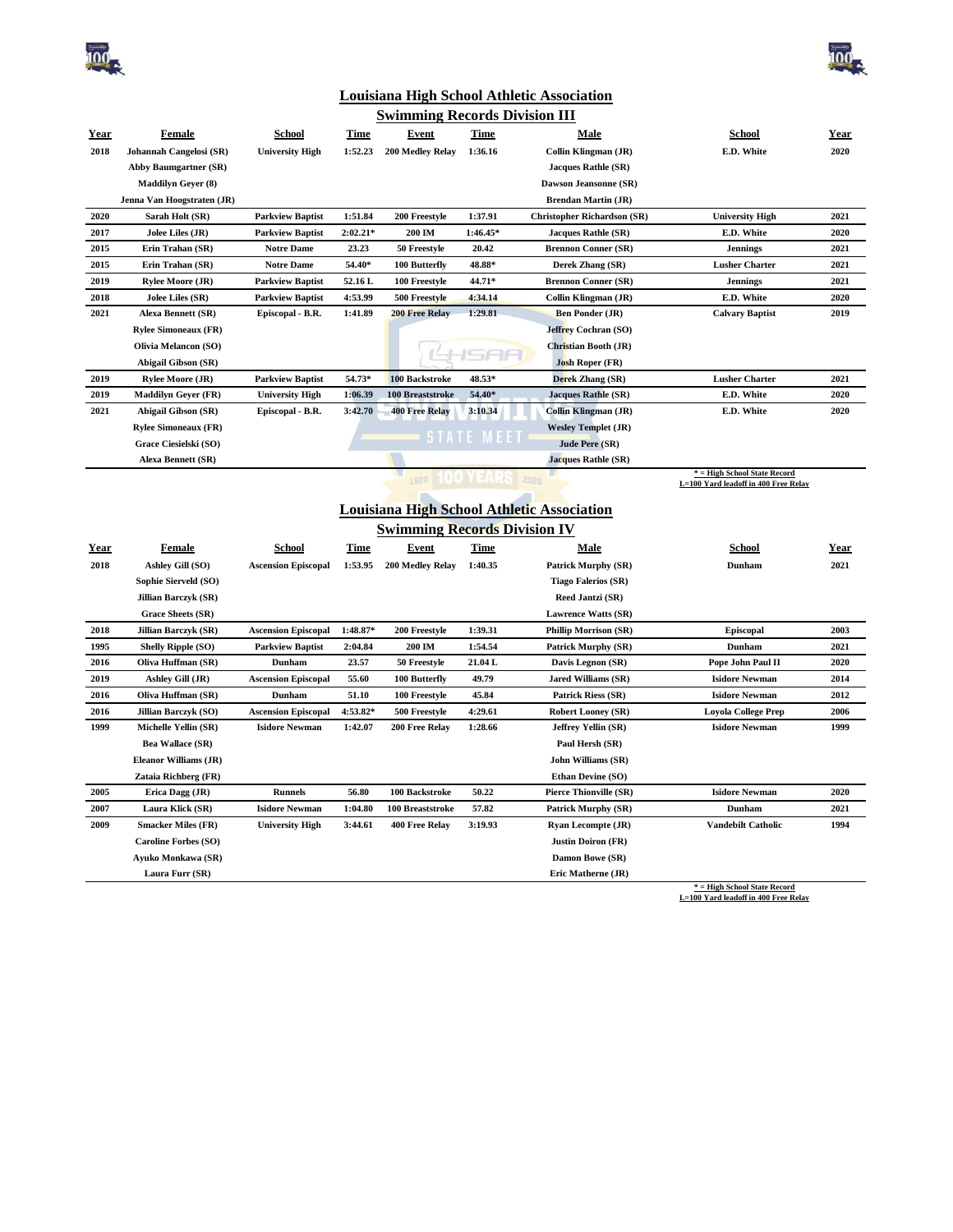## Louisiana High School Athletic Association

### Swimming Records Division III

| Year | Female | School | Time | Event | Time | Male | School | Year |
|---|---|---|---|---|---|---|---|---|
| 2018 | Johannah Cangelosi (SR) | University High | 1:52.23 | 200 Medley Relay | 1:36.16 | Collin Klingman (JR) | E.D. White | 2020 |
| | Abby Baumgartner (SR) | | | | | Jacques Rathle (SR) | | |
| | Maddilyn Geyer (8) | | | | | Dawson Jeansonne (SR) | | |
| | Jenna Van Hoogstraten (JR) | | | | | Brendan Martin (JR) | | |
| 2020 | Sarah Holt (SR) | Parkview Baptist | 1:51.84 | 200 Freestyle | 1:37.91 | Christopher Richardson (SR) | University High | 2021 |
| 2017 | Jolee Liles (JR) | Parkview Baptist | 2:02.21* | 200 IM | 1:46.45* | Jacques Rathle (SR) | E.D. White | 2020 |
| 2015 | Erin Trahan (SR) | Notre Dame | 23.23 | 50 Freestyle | 20.42 | Brennon Conner (SR) | Jennings | 2021 |
| 2015 | Erin Trahan (SR) | Notre Dame | 54.40* | 100 Butterfly | 48.88* | Derek Zhang (SR) | Lusher Charter | 2021 |
| 2019 | Rylee Moore (JR) | Parkview Baptist | 52.16 L | 100 Freestyle | 44.71* | Brennon Conner (SR) | Jennings | 2021 |
| 2018 | Jolee Liles (SR) | Parkview Baptist | 4:53.99 | 500 Freestyle | 4:34.14 | Collin Klingman (JR) | E.D. White | 2020 |
| 2021 | Alexa Bennett (SR) | Episcopal - B.R. | 1:41.89 | 200 Free Relay | 1:29.81 | Ben Ponder (JR) | Calvary Baptist | 2019 |
| | Rylee Simoneaux (FR) | | | | | Jeffrey Cochran (SO) | | |
| | Olivia Melancon (SO) | | | | | Christian Booth (JR) | | |
| | Abigail Gibson (SR) | | | | | Josh Roper (FR) | | |
| 2019 | Rylee Moore (JR) | Parkview Baptist | 54.73* | 100 Backstroke | 48.53* | Derek Zhang (SR) | Lusher Charter | 2021 |
| 2019 | Maddilyn Geyer (FR) | University High | 1:06.39 | 100 Breaststroke | 54.40* | Jacques Rathle (SR) | E.D. White | 2020 |
| 2021 | Abigail Gibson (SR) | Episcopal - B.R. | 3:42.70 | 400 Free Relay | 3:10.34 | Collin Klingman (JR) | E.D. White | 2020 |
| | Rylee Simoneaux (FR) | | | | | Wesley Templet (JR) | | |
| | Grace Ciesielski (SO) | | | | | Jude Pere (SR) | | |
| | Alexa Bennett (SR) | | | | | Jacques Rathle (SR) | | |

* = High School State Record
L=100 Yard leadoff in 400 Free Relay

## Louisiana High School Athletic Association

### Swimming Records Division IV

| Year | Female | School | Time | Event | Time | Male | School | Year |
|---|---|---|---|---|---|---|---|---|
| 2018 | Ashley Gill (SO) | Ascension Episcopal | 1:53.95 | 200 Medley Relay | 1:40.35 | Patrick Murphy (SR) | Dunham | 2021 |
| | Sophie Sierveld (SO) | | | | | Tiago Falerios (SR) | | |
| | Jillian Barczyk (SR) | | | | | Reed Jantzi (SR) | | |
| | Grace Sheets (SR) | | | | | Lawrence Watts (SR) | | |
| 2018 | Jillian Barczyk (SR) | Ascension Episcopal | 1:48.87* | 200 Freestyle | 1:39.31 | Phillip Morrison (SR) | Episcopal | 2003 |
| 1995 | Shelly Ripple (SO) | Parkview Baptist | 2:04.84 | 200 IM | 1:54.54 | Patrick Murphy (SR) | Dunham | 2021 |
| 2016 | Oliva Huffman (SR) | Dunham | 23.57 | 50 Freestyle | 21.04 L | Davis Legnon (SR) | Pope John Paul II | 2020 |
| 2019 | Ashley Gill (JR) | Ascension Episcopal | 55.60 | 100 Butterfly | 49.79 | Jared Williams (SR) | Isidore Newman | 2014 |
| 2016 | Oliva Huffman (SR) | Dunham | 51.10 | 100 Freestyle | 45.84 | Patrick Riess (SR) | Isidore Newman | 2012 |
| 2016 | Jillian Barczyk (SO) | Ascension Episcopal | 4:53.82* | 500 Freestyle | 4:29.61 | Robert Looney (SR) | Loyola College Prep | 2006 |
| 1999 | Michelle Yellin (SR) | Isidore Newman | 1:42.07 | 200 Free Relay | 1:28.66 | Jeffrey Yellin (SR) | Isidore Newman | 1999 |
| | Bea Wallace (SR) | | | | | Paul Hersh (SR) | | |
| | Eleanor Williams (JR) | | | | | John Williams (SR) | | |
| | Zataia Richberg (FR) | | | | | Ethan Devine (SO) | | |
| 2005 | Erica Dagg (JR) | Runnels | 56.80 | 100 Backstroke | 50.22 | Pierce Thionville (SR) | Isidore Newman | 2020 |
| 2007 | Laura Klick (SR) | Isidore Newman | 1:04.80 | 100 Breaststroke | 57.82 | Patrick Murphy (SR) | Dunham | 2021 |
| 2009 | Smacker Miles (FR) | University High | 3:44.61 | 400 Free Relay | 3:19.93 | Ryan Lecompte (JR) | Vandebilt Catholic | 1994 |
| | Caroline Forbes (SO) | | | | | Justin Doiron (FR) | | |
| | Ayuko Monkawa (SR) | | | | | Damon Bowe (SR) | | |
| | Laura Furr (SR) | | | | | Eric Matherne (JR) | | |

* = High School State Record
L=100 Yard leadoff in 400 Free Relay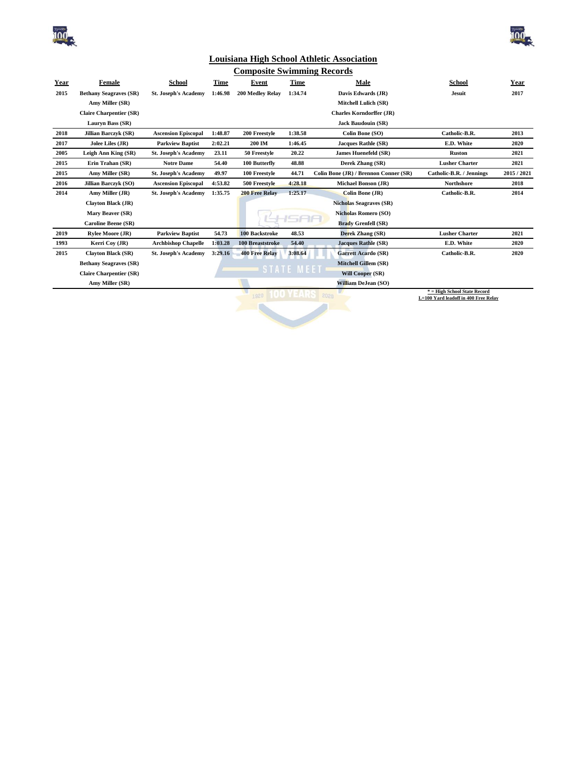# Louisiana High School Athletic Association

## Composite Swimming Records

| Year | Female | School | Time | Event | Time | Male | School | Year |
|---|---|---|---|---|---|---|---|---|
| 2015 | Bethany Seagraves (SR) | St. Joseph's Academy | 1:46.98 | 200 Medley Relay | 1:34.74 | Davis Edwards (JR) | Jesuit | 2017 |
| | Amy Miller (SR) | | | | | Mitchell Lulich (SR) | | |
| | Claire Charpentier (SR) | | | | | Charles Korndorffer (JR) | | |
| | Lauryn Bass (SR) | | | | | Jack Baudouin (SR) | | |
| 2018 | Jillian Barczyk (SR) | Ascension Episcopal | 1:48.87 | 200 Freestyle | 1:38.58 | Colin Bone (SO) | Catholic-B.R. | 2013 |
| 2017 | Jolee Liles (JR) | Parkview Baptist | 2:02.21 | 200 IM | 1:46.45 | Jacques Rathle (SR) | E.D. White | 2020 |
| 2005 | Leigh Ann King (SR) | St. Joseph's Academy | 23.11 | 50 Freestyle | 20.22 | James Huenefeld (SR) | Ruston | 2021 |
| 2015 | Erin Trahan (SR) | Notre Dame | 54.40 | 100 Butterfly | 48.88 | Derek Zhang (SR) | Lusher Charter | 2021 |
| 2015 | Amy Miller (SR) | St. Joseph's Academy | 49.97 | 100 Freestyle | 44.71 | Colin Bone (JR) / Brennon Conner (SR) | Catholic-B.R. / Jennings | 2015 / 2021 |
| 2016 | Jillian Barczyk (SO) | Ascension Episcopal | 4:53.82 | 500 Freestyle | 4:28.18 | Michael Bonson (JR) | Northshore | 2018 |
| 2014 | Amy Miller (JR) | St. Joseph's Academy | 1:35.75 | 200 Free Relay | 1:25.17 | Colin Bone (JR) | Catholic-B.R. | 2014 |
| | Clayton Black (JR) | | | | | Nicholas Seagraves (SR) | | |
| | Mary Beaver (SR) | | | | | Nicholas Romero (SO) | | |
| | Caroline Beene (SR) | | | | | Brady Grenfell (SR) | | |
| 2019 | Rylee Moore (JR) | Parkview Baptist | 54.73 | 100 Backstroke | 48.53 | Derek Zhang (SR) | Lusher Charter | 2021 |
| 1993 | Kerri Coy (JR) | Archbishop Chapelle | 1:03.28 | 100 Breaststroke | 54.40 | Jacques Rathle (SR) | E.D. White | 2020 |
| 2015 | Clayton Black (SR) | St. Joseph's Academy | 3:29.16 | 400 Free Relay | 3:08.64 | Garrett Acardo (SR) | Catholic-B.R. | 2020 |
| | Bethany Seagraves (SR) | | | | | Mitchell Gillem (SR) | | |
| | Claire Charpentier (SR) | | | | | Will Cooper (SR) | | |
| | Amy Miller (SR) | | | | | William DeJean (SO) | | |

* = High School State Record

L=100 Yard leadoff in 400 Free Relay